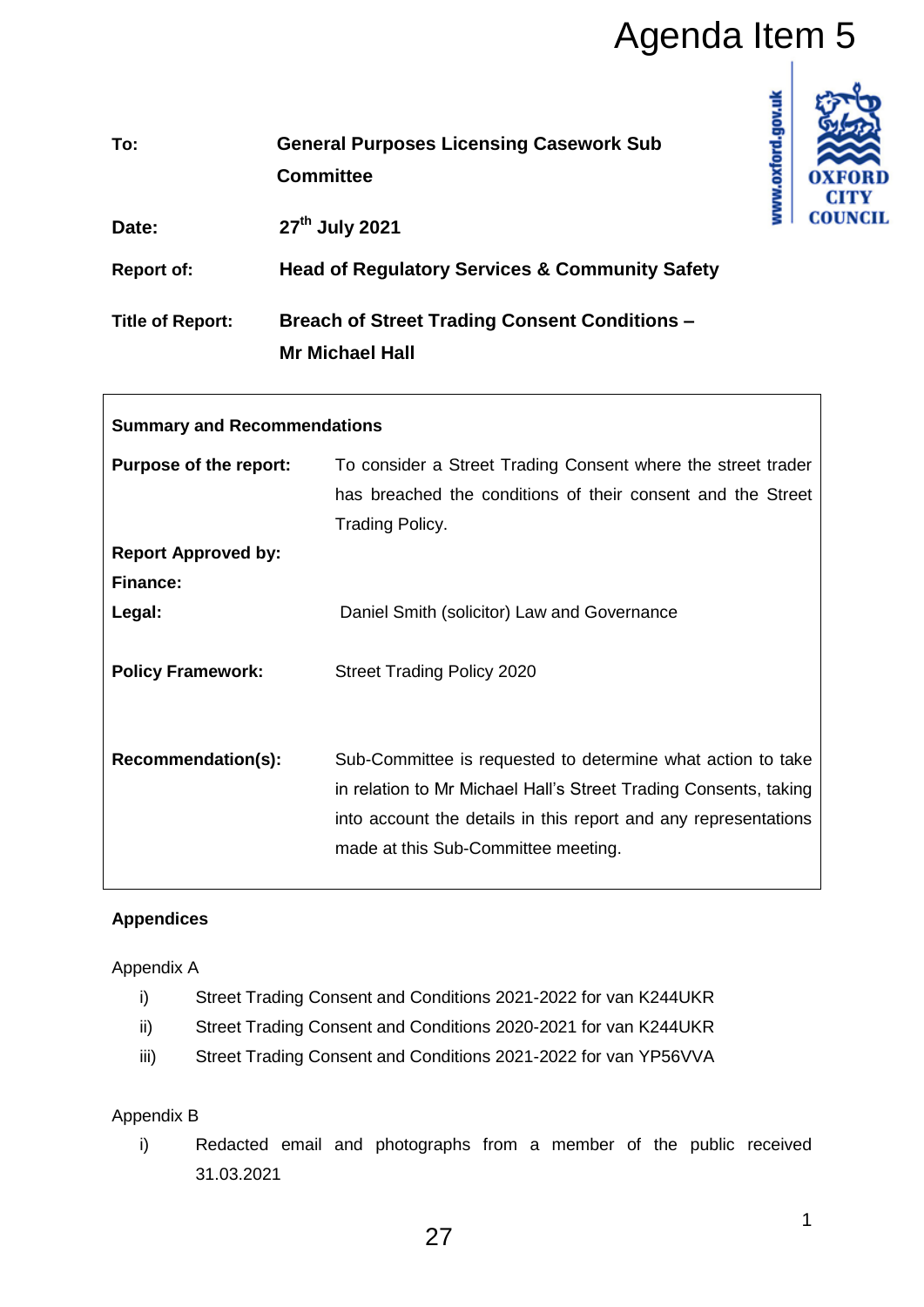# Agenda Item 5

| | |
|---|---|
| **To:** | **General Purposes Licensing Casework Sub Committee** |
| **Date:** | **27th July 2021** |
| **Report of:** | **Head of Regulatory Services & Community Safety** |
| **Title of Report:** | **Breach of Street Trading Consent Conditions – Mr Michael Hall** |

| **Summary and Recommendations** | |
|---|---|
| **Purpose of the report:** | To consider a Street Trading Consent where the street trader has breached the conditions of their consent and the Street Trading Policy. |
| **Report Approved by:** | |
| **Finance:** | |
| **Legal:** | Daniel Smith (solicitor) Law and Governance |
| **Policy Framework:** | Street Trading Policy 2020 |
| **Recommendation(s):** | Sub-Committee is requested to determine what action to take in relation to Mr Michael Hall's Street Trading Consents, taking into account the details in this report and any representations made at this Sub-Committee meeting. |

## Appendices

Appendix A

- i) Street Trading Consent and Conditions 2021-2022 for van K244UKR
- ii) Street Trading Consent and Conditions 2020-2021 for van K244UKR
- iii) Street Trading Consent and Conditions 2021-2022 for van YP56VVA

Appendix B

- i) Redacted email and photographs from a member of the public received 31.03.2021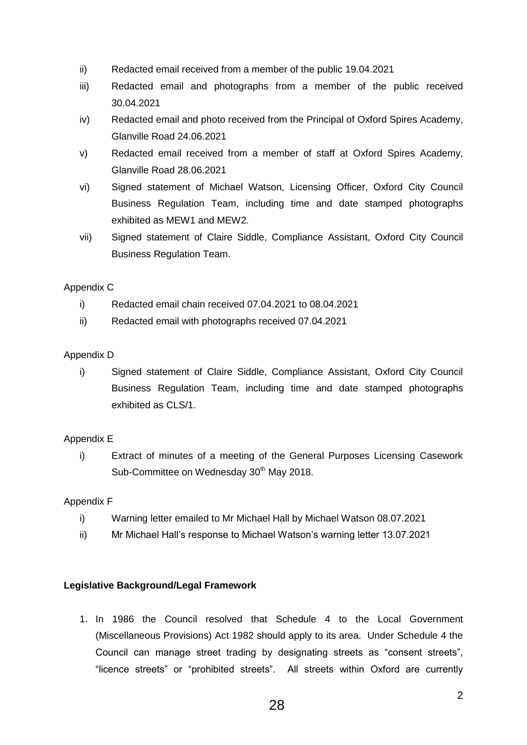ii) Redacted email received from a member of the public 19.04.2021

iii) Redacted email and photographs from a member of the public received 30.04.2021

iv) Redacted email and photo received from the Principal of Oxford Spires Academy, Glanville Road 24.06.2021

v) Redacted email received from a member of staff at Oxford Spires Academy, Glanville Road 28.06.2021

vi) Signed statement of Michael Watson, Licensing Officer, Oxford City Council Business Regulation Team, including time and date stamped photographs exhibited as MEW1 and MEW2.

vii) Signed statement of Claire Siddle, Compliance Assistant, Oxford City Council Business Regulation Team.

Appendix C

i) Redacted email chain received 07.04.2021 to 08.04.2021

ii) Redacted email with photographs received 07.04.2021

Appendix D

i) Signed statement of Claire Siddle, Compliance Assistant, Oxford City Council Business Regulation Team, including time and date stamped photographs exhibited as CLS/1.

Appendix E

i) Extract of minutes of a meeting of the General Purposes Licensing Casework Sub-Committee on Wednesday 30th May 2018.

Appendix F

i) Warning letter emailed to Mr Michael Hall by Michael Watson 08.07.2021

ii) Mr Michael Hall's response to Michael Watson's warning letter 13.07.2021

**Legislative Background/Legal Framework**

1. In 1986 the Council resolved that Schedule 4 to the Local Government (Miscellaneous Provisions) Act 1982 should apply to its area. Under Schedule 4 the Council can manage street trading by designating streets as "consent streets", "licence streets" or "prohibited streets". All streets within Oxford are currently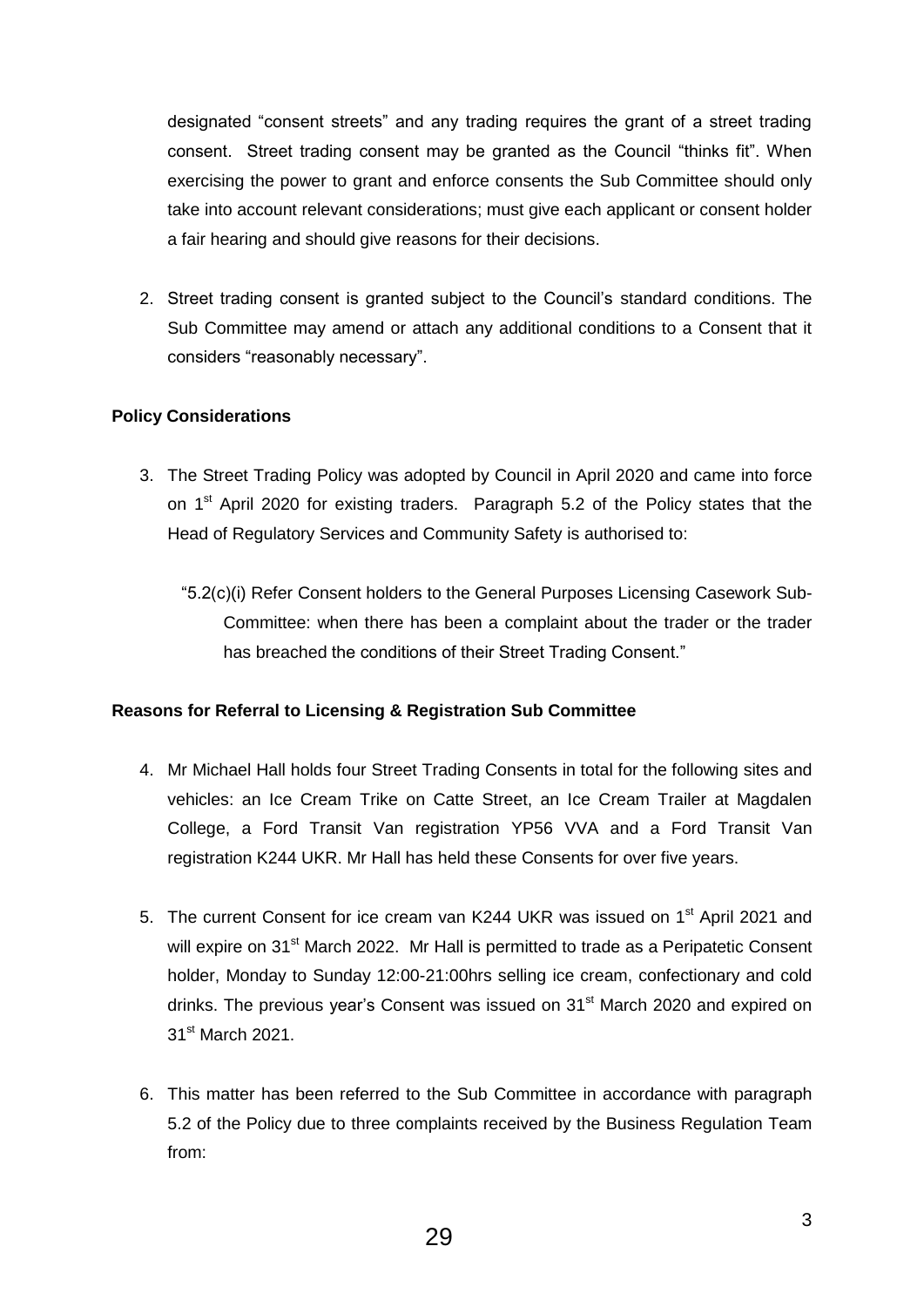designated "consent streets" and any trading requires the grant of a street trading consent. Street trading consent may be granted as the Council "thinks fit". When exercising the power to grant and enforce consents the Sub Committee should only take into account relevant considerations; must give each applicant or consent holder a fair hearing and should give reasons for their decisions.

2. Street trading consent is granted subject to the Council's standard conditions. The Sub Committee may amend or attach any additional conditions to a Consent that it considers "reasonably necessary".

**Policy Considerations**

3. The Street Trading Policy was adopted by Council in April 2020 and came into force on 1st April 2020 for existing traders. Paragraph 5.2 of the Policy states that the Head of Regulatory Services and Community Safety is authorised to:

   "5.2(c)(i) Refer Consent holders to the General Purposes Licensing Casework Sub-Committee: when there has been a complaint about the trader or the trader has breached the conditions of their Street Trading Consent."

**Reasons for Referral to Licensing & Registration Sub Committee**

4. Mr Michael Hall holds four Street Trading Consents in total for the following sites and vehicles: an Ice Cream Trike on Catte Street, an Ice Cream Trailer at Magdalen College, a Ford Transit Van registration YP56 VVA and a Ford Transit Van registration K244 UKR. Mr Hall has held these Consents for over five years.

5. The current Consent for ice cream van K244 UKR was issued on 1st April 2021 and will expire on 31st March 2022. Mr Hall is permitted to trade as a Peripatetic Consent holder, Monday to Sunday 12:00-21:00hrs selling ice cream, confectionary and cold drinks. The previous year's Consent was issued on 31st March 2020 and expired on 31st March 2021.

6. This matter has been referred to the Sub Committee in accordance with paragraph 5.2 of the Policy due to three complaints received by the Business Regulation Team from: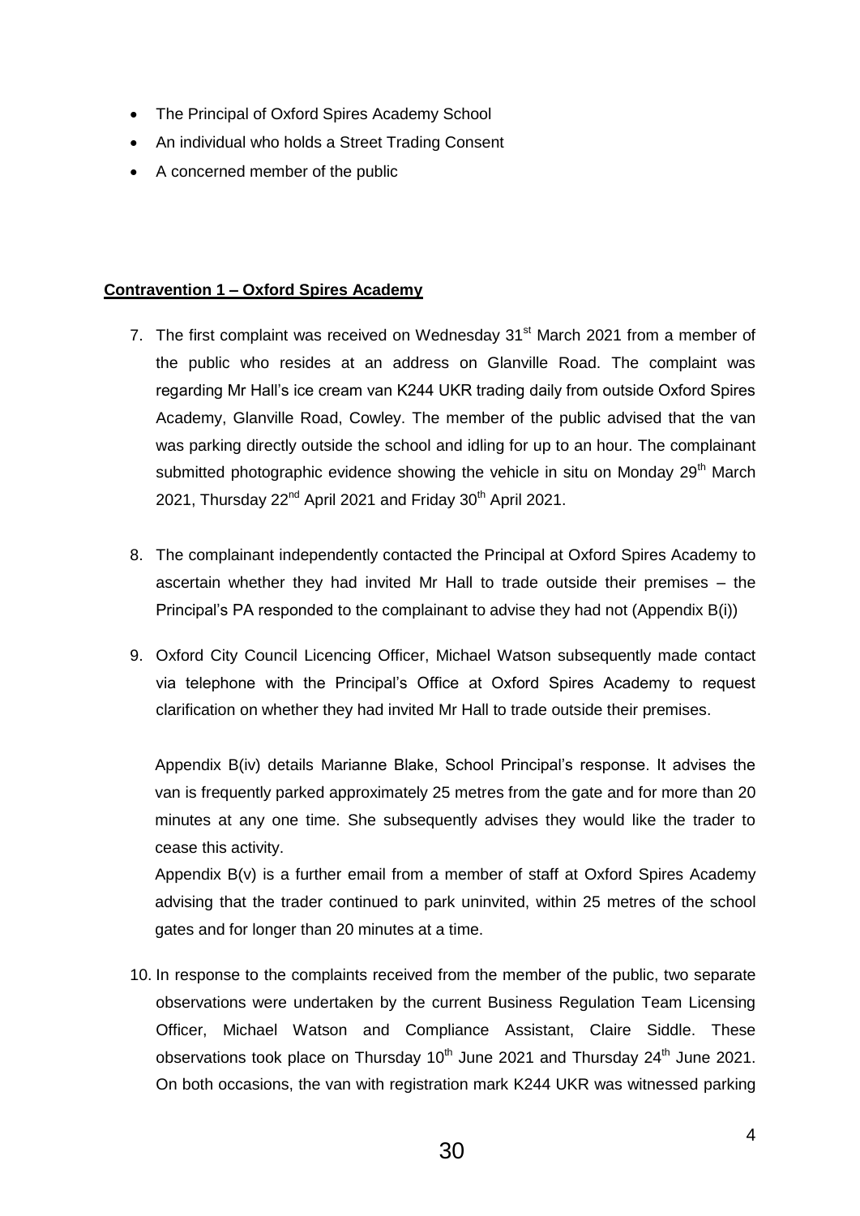- The Principal of Oxford Spires Academy School
- An individual who holds a Street Trading Consent
- A concerned member of the public

**Contravention 1 – Oxford Spires Academy**

7. The first complaint was received on Wednesday 31st March 2021 from a member of the public who resides at an address on Glanville Road. The complaint was regarding Mr Hall's ice cream van K244 UKR trading daily from outside Oxford Spires Academy, Glanville Road, Cowley. The member of the public advised that the van was parking directly outside the school and idling for up to an hour. The complainant submitted photographic evidence showing the vehicle in situ on Monday 29th March 2021, Thursday 22nd April 2021 and Friday 30th April 2021.

8. The complainant independently contacted the Principal at Oxford Spires Academy to ascertain whether they had invited Mr Hall to trade outside their premises – the Principal's PA responded to the complainant to advise they had not (Appendix B(i))

9. Oxford City Council Licencing Officer, Michael Watson subsequently made contact via telephone with the Principal's Office at Oxford Spires Academy to request clarification on whether they had invited Mr Hall to trade outside their premises.

   Appendix B(iv) details Marianne Blake, School Principal's response. It advises the van is frequently parked approximately 25 metres from the gate and for more than 20 minutes at any one time. She subsequently advises they would like the trader to cease this activity.

   Appendix B(v) is a further email from a member of staff at Oxford Spires Academy advising that the trader continued to park uninvited, within 25 metres of the school gates and for longer than 20 minutes at a time.

10. In response to the complaints received from the member of the public, two separate observations were undertaken by the current Business Regulation Team Licensing Officer, Michael Watson and Compliance Assistant, Claire Siddle. These observations took place on Thursday 10th June 2021 and Thursday 24th June 2021. On both occasions, the van with registration mark K244 UKR was witnessed parking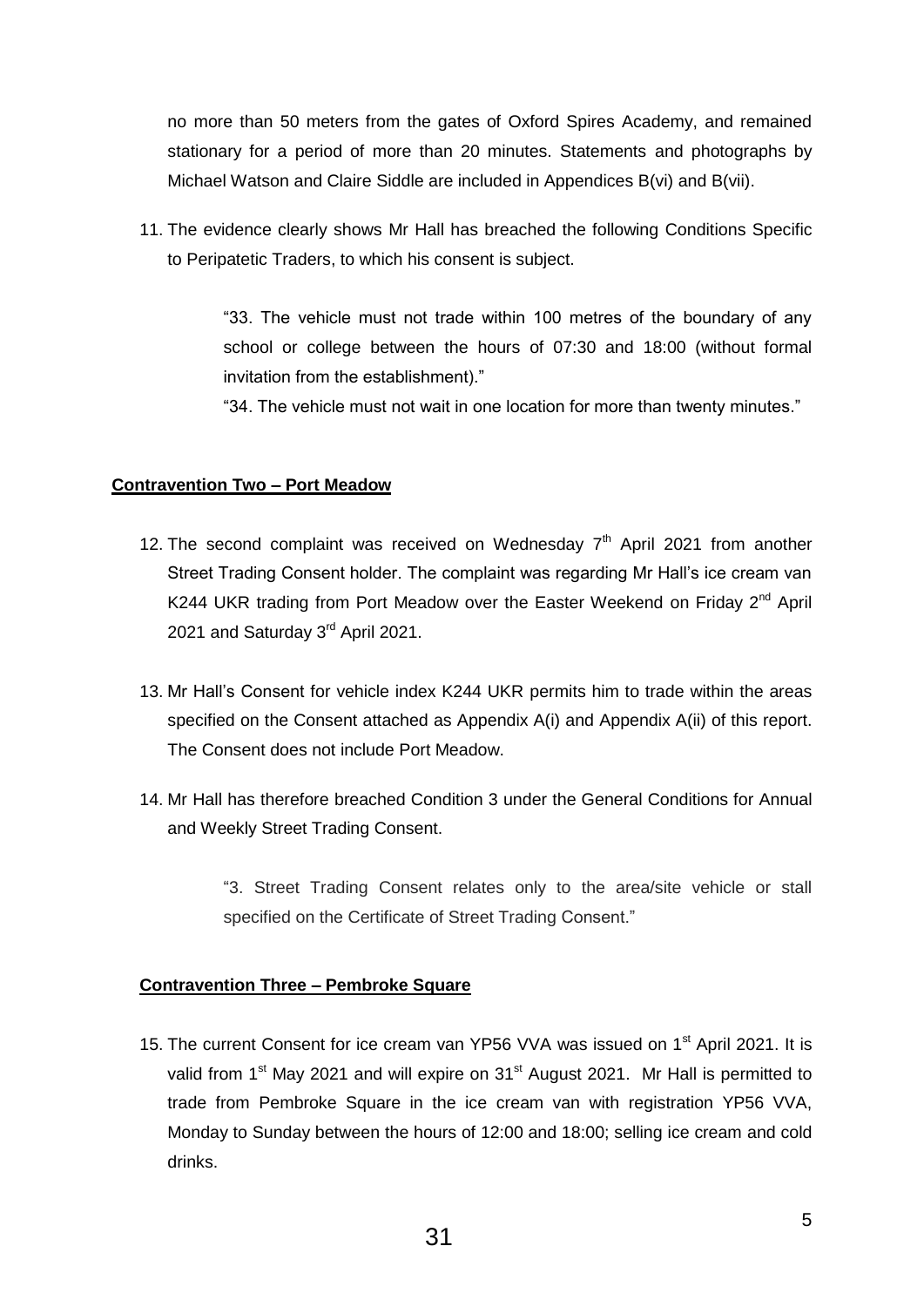no more than 50 meters from the gates of Oxford Spires Academy, and remained stationary for a period of more than 20 minutes. Statements and photographs by Michael Watson and Claire Siddle are included in Appendices B(vi) and B(vii).

11. The evidence clearly shows Mr Hall has breached the following Conditions Specific to Peripatetic Traders, to which his consent is subject.

    > "33. The vehicle must not trade within 100 metres of the boundary of any school or college between the hours of 07:30 and 18:00 (without formal invitation from the establishment)."
    >
    > "34. The vehicle must not wait in one location for more than twenty minutes."

**<u>Contravention Two – Port Meadow</u>**

12. The second complaint was received on Wednesday 7th April 2021 from another Street Trading Consent holder. The complaint was regarding Mr Hall's ice cream van K244 UKR trading from Port Meadow over the Easter Weekend on Friday 2nd April 2021 and Saturday 3rd April 2021.

13. Mr Hall's Consent for vehicle index K244 UKR permits him to trade within the areas specified on the Consent attached as Appendix A(i) and Appendix A(ii) of this report. The Consent does not include Port Meadow.

14. Mr Hall has therefore breached Condition 3 under the General Conditions for Annual and Weekly Street Trading Consent.

    > "3. Street Trading Consent relates only to the area/site vehicle or stall specified on the Certificate of Street Trading Consent."

**<u>Contravention Three – Pembroke Square</u>**

15. The current Consent for ice cream van YP56 VVA was issued on 1st April 2021. It is valid from 1st May 2021 and will expire on 31st August 2021. Mr Hall is permitted to trade from Pembroke Square in the ice cream van with registration YP56 VVA, Monday to Sunday between the hours of 12:00 and 18:00; selling ice cream and cold drinks.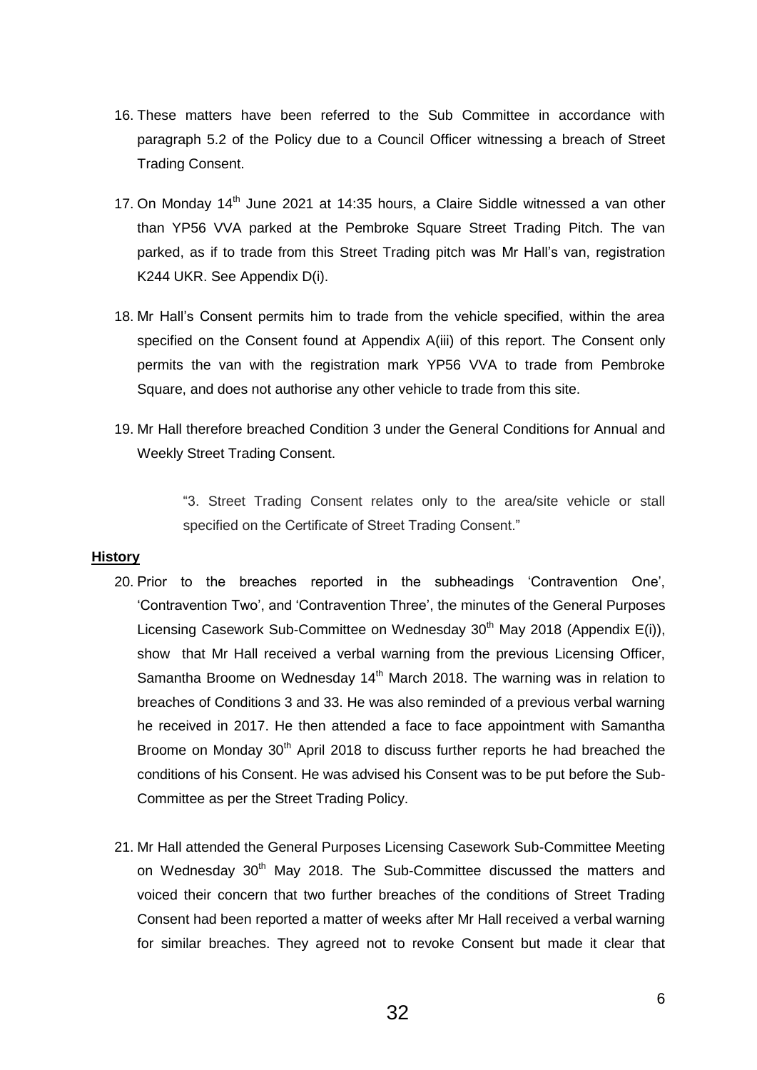16. These matters have been referred to the Sub Committee in accordance with paragraph 5.2 of the Policy due to a Council Officer witnessing a breach of Street Trading Consent.

17. On Monday 14th June 2021 at 14:35 hours, a Claire Siddle witnessed a van other than YP56 VVA parked at the Pembroke Square Street Trading Pitch. The van parked, as if to trade from this Street Trading pitch was Mr Hall's van, registration K244 UKR. See Appendix D(i).

18. Mr Hall's Consent permits him to trade from the vehicle specified, within the area specified on the Consent found at Appendix A(iii) of this report. The Consent only permits the van with the registration mark YP56 VVA to trade from Pembroke Square, and does not authorise any other vehicle to trade from this site.

19. Mr Hall therefore breached Condition 3 under the General Conditions for Annual and Weekly Street Trading Consent.

> "3. Street Trading Consent relates only to the area/site vehicle or stall specified on the Certificate of Street Trading Consent."

**History**

20. Prior to the breaches reported in the subheadings 'Contravention One', 'Contravention Two', and 'Contravention Three', the minutes of the General Purposes Licensing Casework Sub-Committee on Wednesday 30th May 2018 (Appendix E(i)), show that Mr Hall received a verbal warning from the previous Licensing Officer, Samantha Broome on Wednesday 14th March 2018. The warning was in relation to breaches of Conditions 3 and 33. He was also reminded of a previous verbal warning he received in 2017. He then attended a face to face appointment with Samantha Broome on Monday 30th April 2018 to discuss further reports he had breached the conditions of his Consent. He was advised his Consent was to be put before the Sub-Committee as per the Street Trading Policy.

21. Mr Hall attended the General Purposes Licensing Casework Sub-Committee Meeting on Wednesday 30th May 2018. The Sub-Committee discussed the matters and voiced their concern that two further breaches of the conditions of Street Trading Consent had been reported a matter of weeks after Mr Hall received a verbal warning for similar breaches. They agreed not to revoke Consent but made it clear that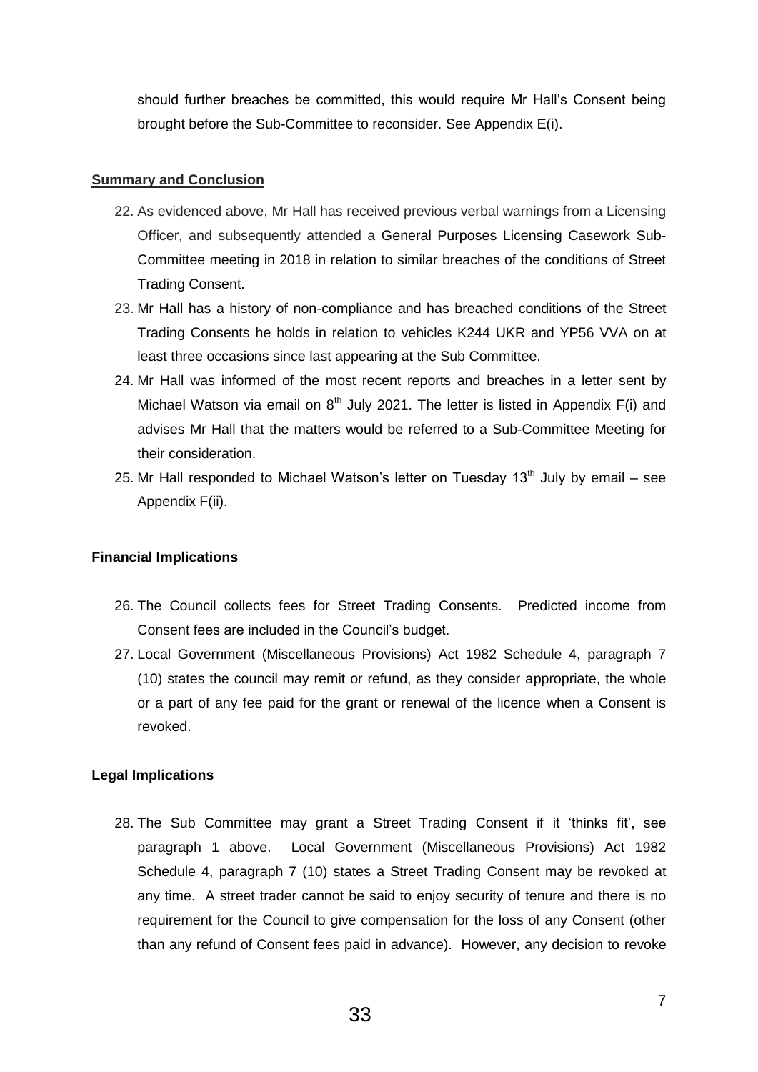should further breaches be committed, this would require Mr Hall's Consent being brought before the Sub-Committee to reconsider. See Appendix E(i).

## Summary and Conclusion

22. As evidenced above, Mr Hall has received previous verbal warnings from a Licensing Officer, and subsequently attended a General Purposes Licensing Casework Sub-Committee meeting in 2018 in relation to similar breaches of the conditions of Street Trading Consent.
23. Mr Hall has a history of non-compliance and has breached conditions of the Street Trading Consents he holds in relation to vehicles K244 UKR and YP56 VVA on at least three occasions since last appearing at the Sub Committee.
24. Mr Hall was informed of the most recent reports and breaches in a letter sent by Michael Watson via email on 8th July 2021. The letter is listed in Appendix F(i) and advises Mr Hall that the matters would be referred to a Sub-Committee Meeting for their consideration.
25. Mr Hall responded to Michael Watson's letter on Tuesday 13th July by email – see Appendix F(ii).

## Financial Implications

26. The Council collects fees for Street Trading Consents. Predicted income from Consent fees are included in the Council's budget.
27. Local Government (Miscellaneous Provisions) Act 1982 Schedule 4, paragraph 7 (10) states the council may remit or refund, as they consider appropriate, the whole or a part of any fee paid for the grant or renewal of the licence when a Consent is revoked.

## Legal Implications

28. The Sub Committee may grant a Street Trading Consent if it 'thinks fit', see paragraph 1 above. Local Government (Miscellaneous Provisions) Act 1982 Schedule 4, paragraph 7 (10) states a Street Trading Consent may be revoked at any time. A street trader cannot be said to enjoy security of tenure and there is no requirement for the Council to give compensation for the loss of any Consent (other than any refund of Consent fees paid in advance). However, any decision to revoke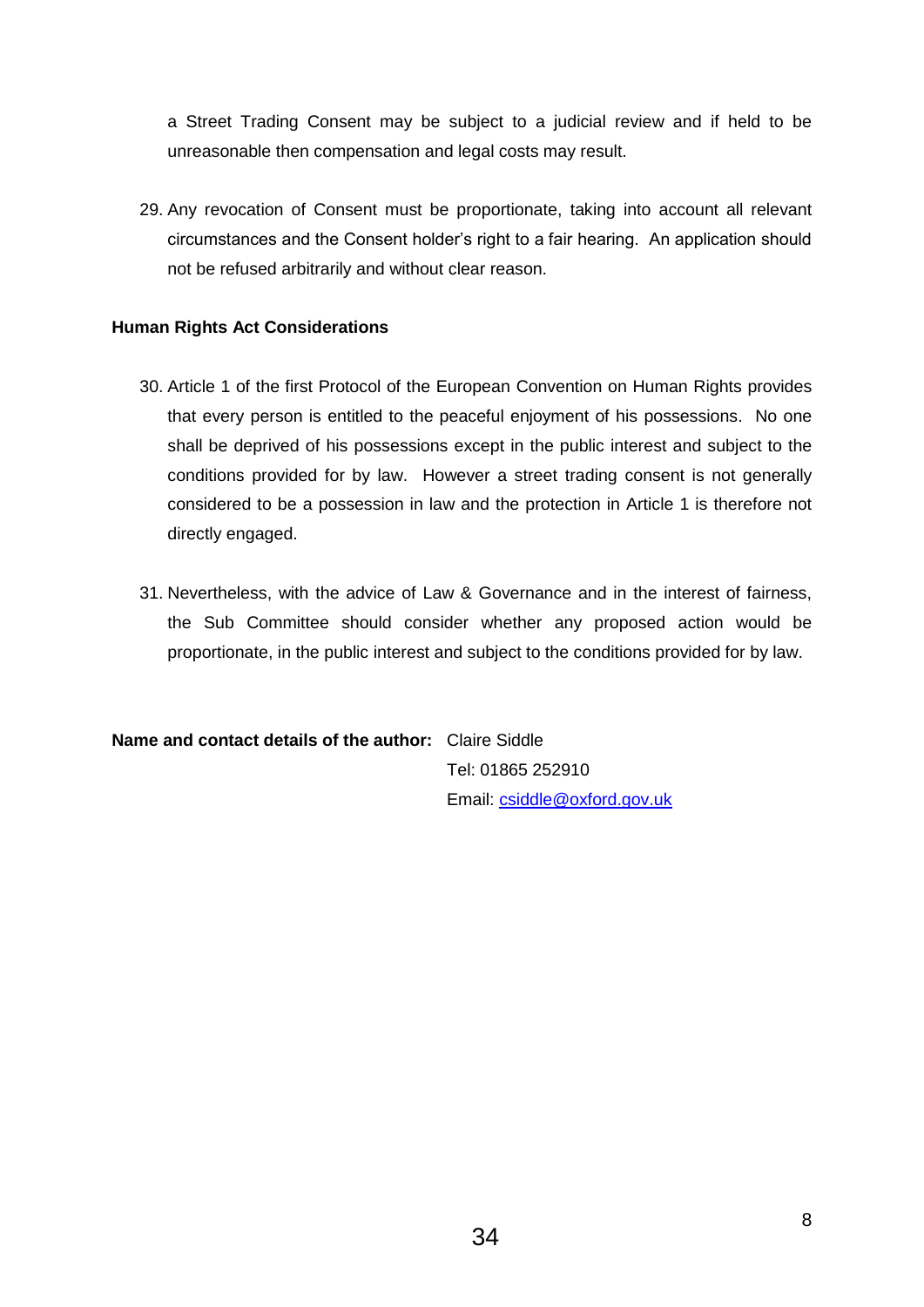a Street Trading Consent may be subject to a judicial review and if held to be unreasonable then compensation and legal costs may result.

29. Any revocation of Consent must be proportionate, taking into account all relevant circumstances and the Consent holder's right to a fair hearing. An application should not be refused arbitrarily and without clear reason.

**Human Rights Act Considerations**

30. Article 1 of the first Protocol of the European Convention on Human Rights provides that every person is entitled to the peaceful enjoyment of his possessions. No one shall be deprived of his possessions except in the public interest and subject to the conditions provided for by law. However a street trading consent is not generally considered to be a possession in law and the protection in Article 1 is therefore not directly engaged.

31. Nevertheless, with the advice of Law & Governance and in the interest of fairness, the Sub Committee should consider whether any proposed action would be proportionate, in the public interest and subject to the conditions provided for by law.

**Name and contact details of the author:** Claire Siddle
Tel: 01865 252910
Email: csiddle@oxford.gov.uk